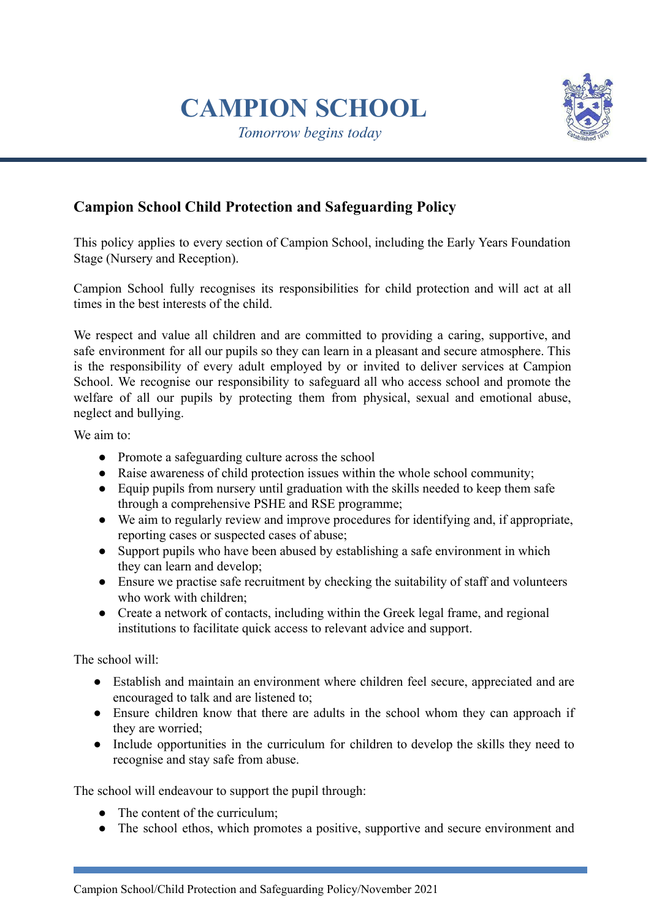# CAMPION SCHOOL

*Tomorrow begins today*

## Campion School Child Protection and Safeguarding Policy

This policy applies to every section of Campion School, including the Early Years Foundation Stage (Nursery and Reception).

Campion School fully recognises its responsibilities for child protection and will act at all times in the best interests of the child.

We respect and value all children and are committed to providing a caring, supportive, and safe environment for all our pupils so they can learn in a pleasant and secure atmosphere. This is the responsibility of every adult employed by or invited to deliver services at Campion School. We recognise our responsibility to safeguard all who access school and promote the welfare of all our pupils by protecting them from physical, sexual and emotional abuse, neglect and bullying.

We aim to:

- Promote a safeguarding culture across the school
- Raise awareness of child protection issues within the whole school community;
- Equip pupils from nursery until graduation with the skills needed to keep them safe through a comprehensive PSHE and RSE programme;
- We aim to regularly review and improve procedures for identifying and, if appropriate, reporting cases or suspected cases of abuse;
- Support pupils who have been abused by establishing a safe environment in which they can learn and develop;
- Ensure we practise safe recruitment by checking the suitability of staff and volunteers who work with children;
- Create a network of contacts, including within the Greek legal frame, and regional institutions to facilitate quick access to relevant advice and support.

The school will:

- Establish and maintain an environment where children feel secure, appreciated and are encouraged to talk and are listened to;
- Ensure children know that there are adults in the school whom they can approach if they are worried;
- Include opportunities in the curriculum for children to develop the skills they need to recognise and stay safe from abuse.

The school will endeavour to support the pupil through:

- The content of the curriculum;
- The school ethos, which promotes a positive, supportive and secure environment and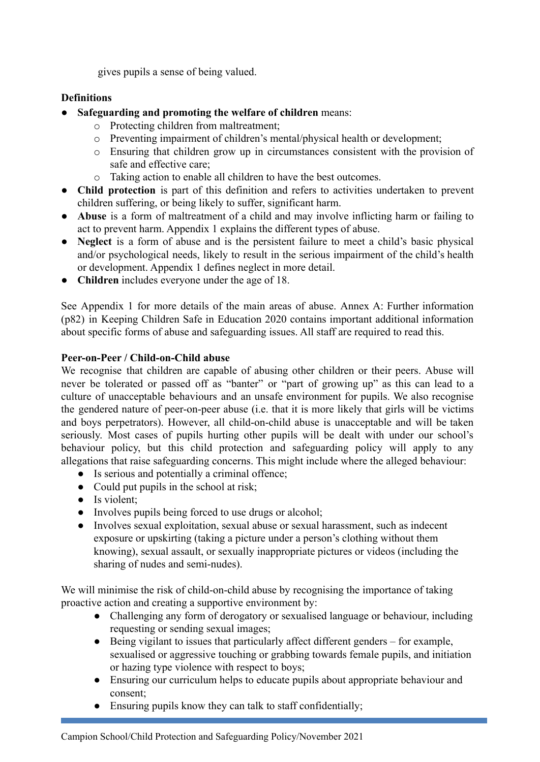gives pupils a sense of being valued.

**Definitions**

- **Safeguarding and promoting the welfare of children** means:
    - Protecting children from maltreatment;
    - Preventing impairment of children's mental/physical health or development;
    - Ensuring that children grow up in circumstances consistent with the provision of safe and effective care;
    - Taking action to enable all children to have the best outcomes.
- **Child protection** is part of this definition and refers to activities undertaken to prevent children suffering, or being likely to suffer, significant harm.
- **Abuse** is a form of maltreatment of a child and may involve inflicting harm or failing to act to prevent harm. Appendix 1 explains the different types of abuse.
- **Neglect** is a form of abuse and is the persistent failure to meet a child's basic physical and/or psychological needs, likely to result in the serious impairment of the child's health or development. Appendix 1 defines neglect in more detail.
- **Children** includes everyone under the age of 18.

See Appendix 1 for more details of the main areas of abuse. Annex A: Further information (p82) in Keeping Children Safe in Education 2020 contains important additional information about specific forms of abuse and safeguarding issues. All staff are required to read this.

**Peer-on-Peer / Child-on-Child abuse**

We recognise that children are capable of abusing other children or their peers. Abuse will never be tolerated or passed off as "banter" or "part of growing up" as this can lead to a culture of unacceptable behaviours and an unsafe environment for pupils. We also recognise the gendered nature of peer-on-peer abuse (i.e. that it is more likely that girls will be victims and boys perpetrators). However, all child-on-child abuse is unacceptable and will be taken seriously. Most cases of pupils hurting other pupils will be dealt with under our school's behaviour policy, but this child protection and safeguarding policy will apply to any allegations that raise safeguarding concerns. This might include where the alleged behaviour:

- Is serious and potentially a criminal offence;
- Could put pupils in the school at risk;
- Is violent;
- Involves pupils being forced to use drugs or alcohol;
- Involves sexual exploitation, sexual abuse or sexual harassment, such as indecent exposure or upskirting (taking a picture under a person's clothing without them knowing), sexual assault, or sexually inappropriate pictures or videos (including the sharing of nudes and semi-nudes).

We will minimise the risk of child-on-child abuse by recognising the importance of taking proactive action and creating a supportive environment by:

- Challenging any form of derogatory or sexualised language or behaviour, including requesting or sending sexual images;
- Being vigilant to issues that particularly affect different genders – for example, sexualised or aggressive touching or grabbing towards female pupils, and initiation or hazing type violence with respect to boys;
- Ensuring our curriculum helps to educate pupils about appropriate behaviour and consent;
- Ensuring pupils know they can talk to staff confidentially;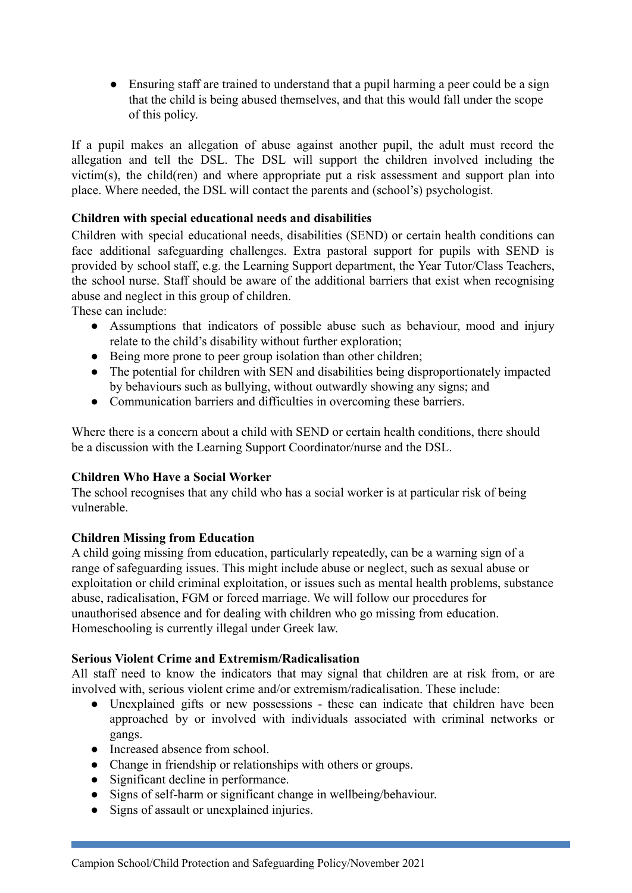- Ensuring staff are trained to understand that a pupil harming a peer could be a sign that the child is being abused themselves, and that this would fall under the scope of this policy.

If a pupil makes an allegation of abuse against another pupil, the adult must record the allegation and tell the DSL. The DSL will support the children involved including the victim(s), the child(ren) and where appropriate put a risk assessment and support plan into place. Where needed, the DSL will contact the parents and (school's) psychologist.

**Children with special educational needs and disabilities**

Children with special educational needs, disabilities (SEND) or certain health conditions can face additional safeguarding challenges. Extra pastoral support for pupils with SEND is provided by school staff, e.g. the Learning Support department, the Year Tutor/Class Teachers, the school nurse. Staff should be aware of the additional barriers that exist when recognising abuse and neglect in this group of children.

These can include:

- Assumptions that indicators of possible abuse such as behaviour, mood and injury relate to the child's disability without further exploration;
- Being more prone to peer group isolation than other children;
- The potential for children with SEN and disabilities being disproportionately impacted by behaviours such as bullying, without outwardly showing any signs; and
- Communication barriers and difficulties in overcoming these barriers.

Where there is a concern about a child with SEND or certain health conditions, there should be a discussion with the Learning Support Coordinator/nurse and the DSL.

**Children Who Have a Social Worker**

The school recognises that any child who has a social worker is at particular risk of being vulnerable.

**Children Missing from Education**

A child going missing from education, particularly repeatedly, can be a warning sign of a range of safeguarding issues. This might include abuse or neglect, such as sexual abuse or exploitation or child criminal exploitation, or issues such as mental health problems, substance abuse, radicalisation, FGM or forced marriage. We will follow our procedures for unauthorised absence and for dealing with children who go missing from education. Homeschooling is currently illegal under Greek law.

**Serious Violent Crime and Extremism/Radicalisation**

All staff need to know the indicators that may signal that children are at risk from, or are involved with, serious violent crime and/or extremism/radicalisation. These include:

- Unexplained gifts or new possessions - these can indicate that children have been approached by or involved with individuals associated with criminal networks or gangs.
- Increased absence from school.
- Change in friendship or relationships with others or groups.
- Significant decline in performance.
- Signs of self-harm or significant change in wellbeing/behaviour.
- Signs of assault or unexplained injuries.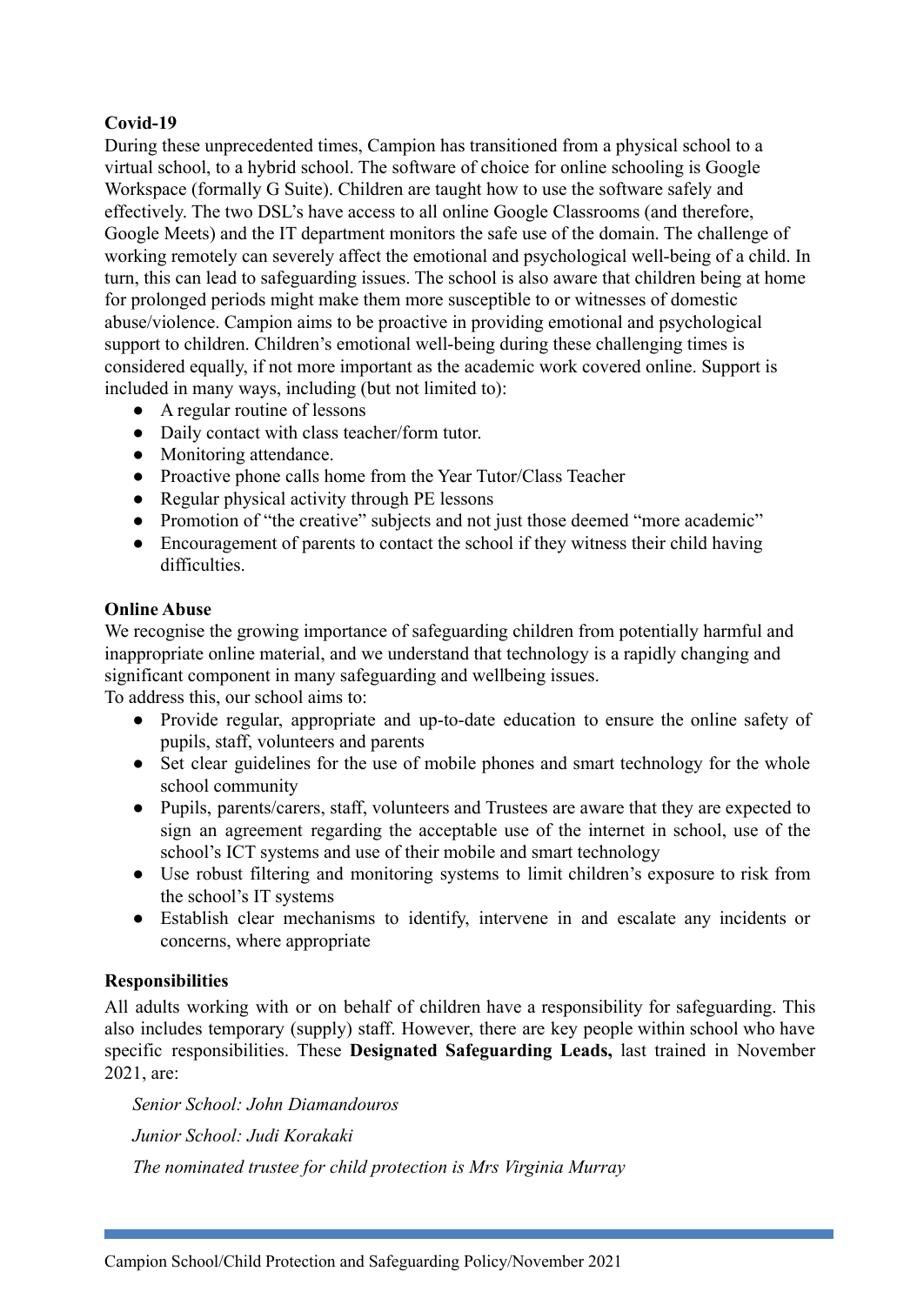**Covid-19**

During these unprecedented times, Campion has transitioned from a physical school to a virtual school, to a hybrid school. The software of choice for online schooling is Google Workspace (formally G Suite). Children are taught how to use the software safely and effectively. The two DSL's have access to all online Google Classrooms (and therefore, Google Meets) and the IT department monitors the safe use of the domain. The challenge of working remotely can severely affect the emotional and psychological well-being of a child. In turn, this can lead to safeguarding issues. The school is also aware that children being at home for prolonged periods might make them more susceptible to or witnesses of domestic abuse/violence. Campion aims to be proactive in providing emotional and psychological support to children. Children's emotional well-being during these challenging times is considered equally, if not more important as the academic work covered online. Support is included in many ways, including (but not limited to):

- A regular routine of lessons
- Daily contact with class teacher/form tutor.
- Monitoring attendance.
- Proactive phone calls home from the Year Tutor/Class Teacher
- Regular physical activity through PE lessons
- Promotion of "the creative" subjects and not just those deemed "more academic"
- Encouragement of parents to contact the school if they witness their child having difficulties.

**Online Abuse**

We recognise the growing importance of safeguarding children from potentially harmful and inappropriate online material, and we understand that technology is a rapidly changing and significant component in many safeguarding and wellbeing issues.

To address this, our school aims to:

- Provide regular, appropriate and up-to-date education to ensure the online safety of pupils, staff, volunteers and parents
- Set clear guidelines for the use of mobile phones and smart technology for the whole school community
- Pupils, parents/carers, staff, volunteers and Trustees are aware that they are expected to sign an agreement regarding the acceptable use of the internet in school, use of the school's ICT systems and use of their mobile and smart technology
- Use robust filtering and monitoring systems to limit children's exposure to risk from the school's IT systems
- Establish clear mechanisms to identify, intervene in and escalate any incidents or concerns, where appropriate

**Responsibilities**

All adults working with or on behalf of children have a responsibility for safeguarding. This also includes temporary (supply) staff. However, there are key people within school who have specific responsibilities. These **Designated Safeguarding Leads,** last trained in November 2021, are:

*Senior School: John Diamandouros*

*Junior School: Judi Korakaki*

*The nominated trustee for child protection is Mrs Virginia Murray*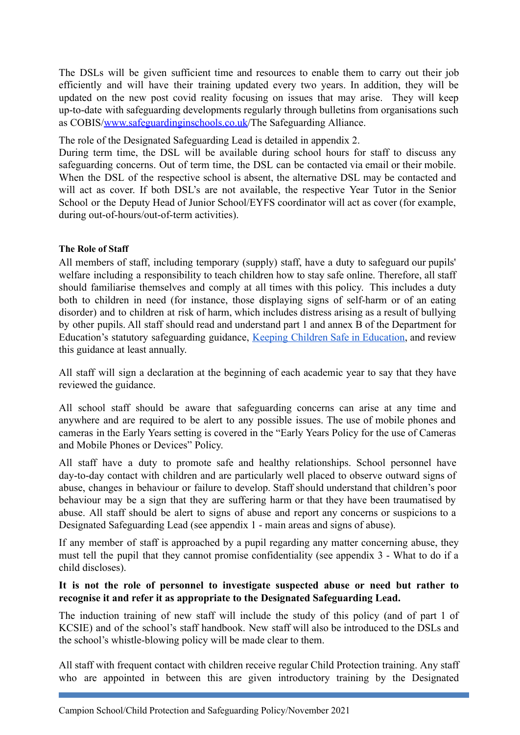The DSLs will be given sufficient time and resources to enable them to carry out their job efficiently and will have their training updated every two years. In addition, they will be updated on the new post covid reality focusing on issues that may arise. They will keep up-to-date with safeguarding developments regularly through bulletins from organisations such as COBIS/[www.safeguardinginschools.co.uk](http://www.safeguardinginschools.co.uk)/The Safeguarding Alliance.

The role of the Designated Safeguarding Lead is detailed in appendix 2.
During term time, the DSL will be available during school hours for staff to discuss any safeguarding concerns. Out of term time, the DSL can be contacted via email or their mobile. When the DSL of the respective school is absent, the alternative DSL may be contacted and will act as cover. If both DSL's are not available, the respective Year Tutor in the Senior School or the Deputy Head of Junior School/EYFS coordinator will act as cover (for example, during out-of-hours/out-of-term activities).

**The Role of Staff**

All members of staff, including temporary (supply) staff, have a duty to safeguard our pupils' welfare including a responsibility to teach children how to stay safe online. Therefore, all staff should familiarise themselves and comply at all times with this policy. This includes a duty both to children in need (for instance, those displaying signs of self-harm or of an eating disorder) and to children at risk of harm, which includes distress arising as a result of bullying by other pupils. All staff should read and understand part 1 and annex B of the Department for Education's statutory safeguarding guidance, [Keeping Children Safe in Education](), and review this guidance at least annually.

All staff will sign a declaration at the beginning of each academic year to say that they have reviewed the guidance.

All school staff should be aware that safeguarding concerns can arise at any time and anywhere and are required to be alert to any possible issues. The use of mobile phones and cameras in the Early Years setting is covered in the "Early Years Policy for the use of Cameras and Mobile Phones or Devices" Policy.

All staff have a duty to promote safe and healthy relationships. School personnel have day-to-day contact with children and are particularly well placed to observe outward signs of abuse, changes in behaviour or failure to develop. Staff should understand that children's poor behaviour may be a sign that they are suffering harm or that they have been traumatised by abuse. All staff should be alert to signs of abuse and report any concerns or suspicions to a Designated Safeguarding Lead (see appendix 1 - main areas and signs of abuse).

If any member of staff is approached by a pupil regarding any matter concerning abuse, they must tell the pupil that they cannot promise confidentiality (see appendix 3 - What to do if a child discloses).

**It is not the role of personnel to investigate suspected abuse or need but rather to recognise it and refer it as appropriate to the Designated Safeguarding Lead.**

The induction training of new staff will include the study of this policy (and of part 1 of KCSIE) and of the school's staff handbook. New staff will also be introduced to the DSLs and the school's whistle-blowing policy will be made clear to them.

All staff with frequent contact with children receive regular Child Protection training. Any staff who are appointed in between this are given introductory training by the Designated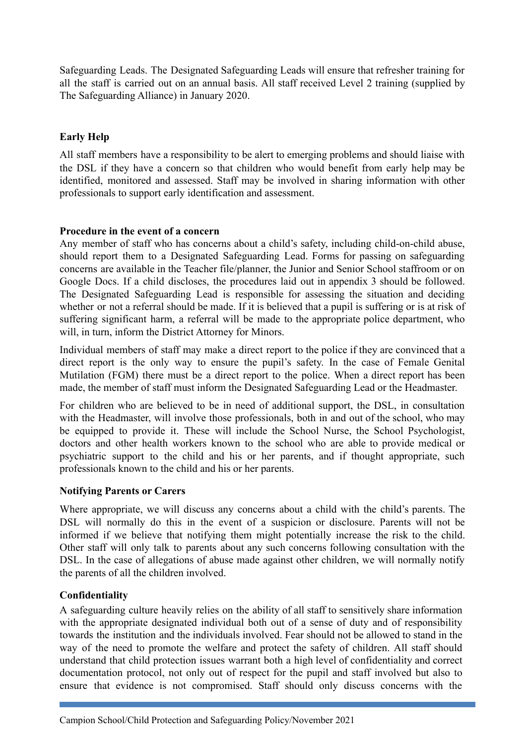Safeguarding Leads. The Designated Safeguarding Leads will ensure that refresher training for all the staff is carried out on an annual basis. All staff received Level 2 training (supplied by The Safeguarding Alliance) in January 2020.

**Early Help**

All staff members have a responsibility to be alert to emerging problems and should liaise with the DSL if they have a concern so that children who would benefit from early help may be identified, monitored and assessed. Staff may be involved in sharing information with other professionals to support early identification and assessment.

**Procedure in the event of a concern**

Any member of staff who has concerns about a child's safety, including child-on-child abuse, should report them to a Designated Safeguarding Lead. Forms for passing on safeguarding concerns are available in the Teacher file/planner, the Junior and Senior School staffroom or on Google Docs. If a child discloses, the procedures laid out in appendix 3 should be followed. The Designated Safeguarding Lead is responsible for assessing the situation and deciding whether or not a referral should be made. If it is believed that a pupil is suffering or is at risk of suffering significant harm, a referral will be made to the appropriate police department, who will, in turn, inform the District Attorney for Minors.

Individual members of staff may make a direct report to the police if they are convinced that a direct report is the only way to ensure the pupil's safety. In the case of Female Genital Mutilation (FGM) there must be a direct report to the police. When a direct report has been made, the member of staff must inform the Designated Safeguarding Lead or the Headmaster.

For children who are believed to be in need of additional support, the DSL, in consultation with the Headmaster, will involve those professionals, both in and out of the school, who may be equipped to provide it. These will include the School Nurse, the School Psychologist, doctors and other health workers known to the school who are able to provide medical or psychiatric support to the child and his or her parents, and if thought appropriate, such professionals known to the child and his or her parents.

**Notifying Parents or Carers**

Where appropriate, we will discuss any concerns about a child with the child's parents. The DSL will normally do this in the event of a suspicion or disclosure. Parents will not be informed if we believe that notifying them might potentially increase the risk to the child. Other staff will only talk to parents about any such concerns following consultation with the DSL. In the case of allegations of abuse made against other children, we will normally notify the parents of all the children involved.

**Confidentiality**

A safeguarding culture heavily relies on the ability of all staff to sensitively share information with the appropriate designated individual both out of a sense of duty and of responsibility towards the institution and the individuals involved. Fear should not be allowed to stand in the way of the need to promote the welfare and protect the safety of children. All staff should understand that child protection issues warrant both a high level of confidentiality and correct documentation protocol, not only out of respect for the pupil and staff involved but also to ensure that evidence is not compromised. Staff should only discuss concerns with the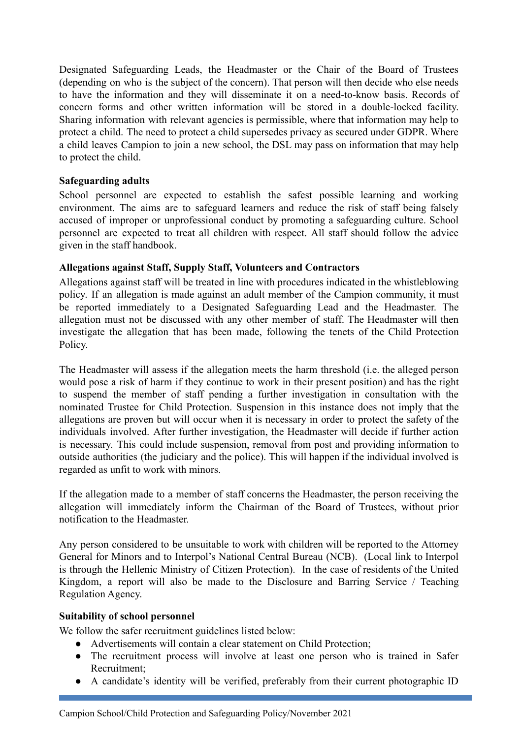Designated Safeguarding Leads, the Headmaster or the Chair of the Board of Trustees (depending on who is the subject of the concern). That person will then decide who else needs to have the information and they will disseminate it on a need-to-know basis. Records of concern forms and other written information will be stored in a double-locked facility. Sharing information with relevant agencies is permissible, where that information may help to protect a child. The need to protect a child supersedes privacy as secured under GDPR. Where a child leaves Campion to join a new school, the DSL may pass on information that may help to protect the child.

**Safeguarding adults**

School personnel are expected to establish the safest possible learning and working environment. The aims are to safeguard learners and reduce the risk of staff being falsely accused of improper or unprofessional conduct by promoting a safeguarding culture. School personnel are expected to treat all children with respect. All staff should follow the advice given in the staff handbook.

**Allegations against Staff, Supply Staff, Volunteers and Contractors**

Allegations against staff will be treated in line with procedures indicated in the whistleblowing policy. If an allegation is made against an adult member of the Campion community, it must be reported immediately to a Designated Safeguarding Lead and the Headmaster. The allegation must not be discussed with any other member of staff. The Headmaster will then investigate the allegation that has been made, following the tenets of the Child Protection Policy.

The Headmaster will assess if the allegation meets the harm threshold (i.e. the alleged person would pose a risk of harm if they continue to work in their present position) and has the right to suspend the member of staff pending a further investigation in consultation with the nominated Trustee for Child Protection. Suspension in this instance does not imply that the allegations are proven but will occur when it is necessary in order to protect the safety of the individuals involved. After further investigation, the Headmaster will decide if further action is necessary. This could include suspension, removal from post and providing information to outside authorities (the judiciary and the police). This will happen if the individual involved is regarded as unfit to work with minors.

If the allegation made to a member of staff concerns the Headmaster, the person receiving the allegation will immediately inform the Chairman of the Board of Trustees, without prior notification to the Headmaster.

Any person considered to be unsuitable to work with children will be reported to the Attorney General for Minors and to Interpol's National Central Bureau (NCB). (Local link to Interpol is through the Hellenic Ministry of Citizen Protection). In the case of residents of the United Kingdom, a report will also be made to the Disclosure and Barring Service / Teaching Regulation Agency.

**Suitability of school personnel**

We follow the safer recruitment guidelines listed below:

- Advertisements will contain a clear statement on Child Protection;
- The recruitment process will involve at least one person who is trained in Safer Recruitment;
- A candidate's identity will be verified, preferably from their current photographic ID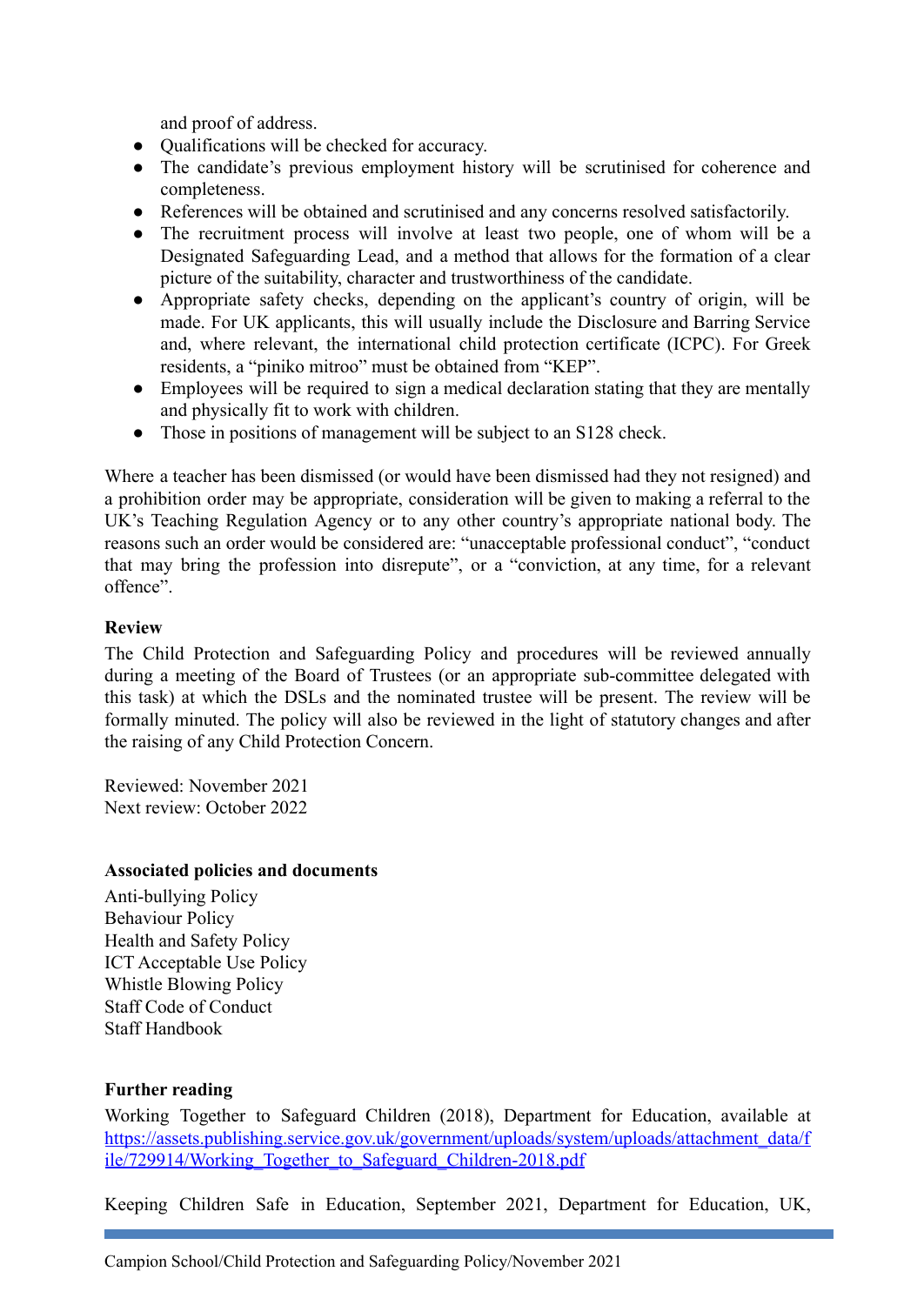and proof of address.

- Qualifications will be checked for accuracy.
- The candidate's previous employment history will be scrutinised for coherence and completeness.
- References will be obtained and scrutinised and any concerns resolved satisfactorily.
- The recruitment process will involve at least two people, one of whom will be a Designated Safeguarding Lead, and a method that allows for the formation of a clear picture of the suitability, character and trustworthiness of the candidate.
- Appropriate safety checks, depending on the applicant's country of origin, will be made. For UK applicants, this will usually include the Disclosure and Barring Service and, where relevant, the international child protection certificate (ICPC). For Greek residents, a "piniko mitroo" must be obtained from "KEP".
- Employees will be required to sign a medical declaration stating that they are mentally and physically fit to work with children.
- Those in positions of management will be subject to an S128 check.

Where a teacher has been dismissed (or would have been dismissed had they not resigned) and a prohibition order may be appropriate, consideration will be given to making a referral to the UK's Teaching Regulation Agency or to any other country's appropriate national body. The reasons such an order would be considered are: "unacceptable professional conduct", "conduct that may bring the profession into disrepute", or a "conviction, at any time, for a relevant offence".

**Review**

The Child Protection and Safeguarding Policy and procedures will be reviewed annually during a meeting of the Board of Trustees (or an appropriate sub-committee delegated with this task) at which the DSLs and the nominated trustee will be present. The review will be formally minuted. The policy will also be reviewed in the light of statutory changes and after the raising of any Child Protection Concern.

Reviewed: November 2021
Next review: October 2022

**Associated policies and documents**

Anti-bullying Policy
Behaviour Policy
Health and Safety Policy
ICT Acceptable Use Policy
Whistle Blowing Policy
Staff Code of Conduct
Staff Handbook

**Further reading**

Working Together to Safeguard Children (2018), Department for Education, available at https://assets.publishing.service.gov.uk/government/uploads/system/uploads/attachment_data/file/729914/Working_Together_to_Safeguard_Children-2018.pdf

Keeping Children Safe in Education, September 2021, Department for Education, UK,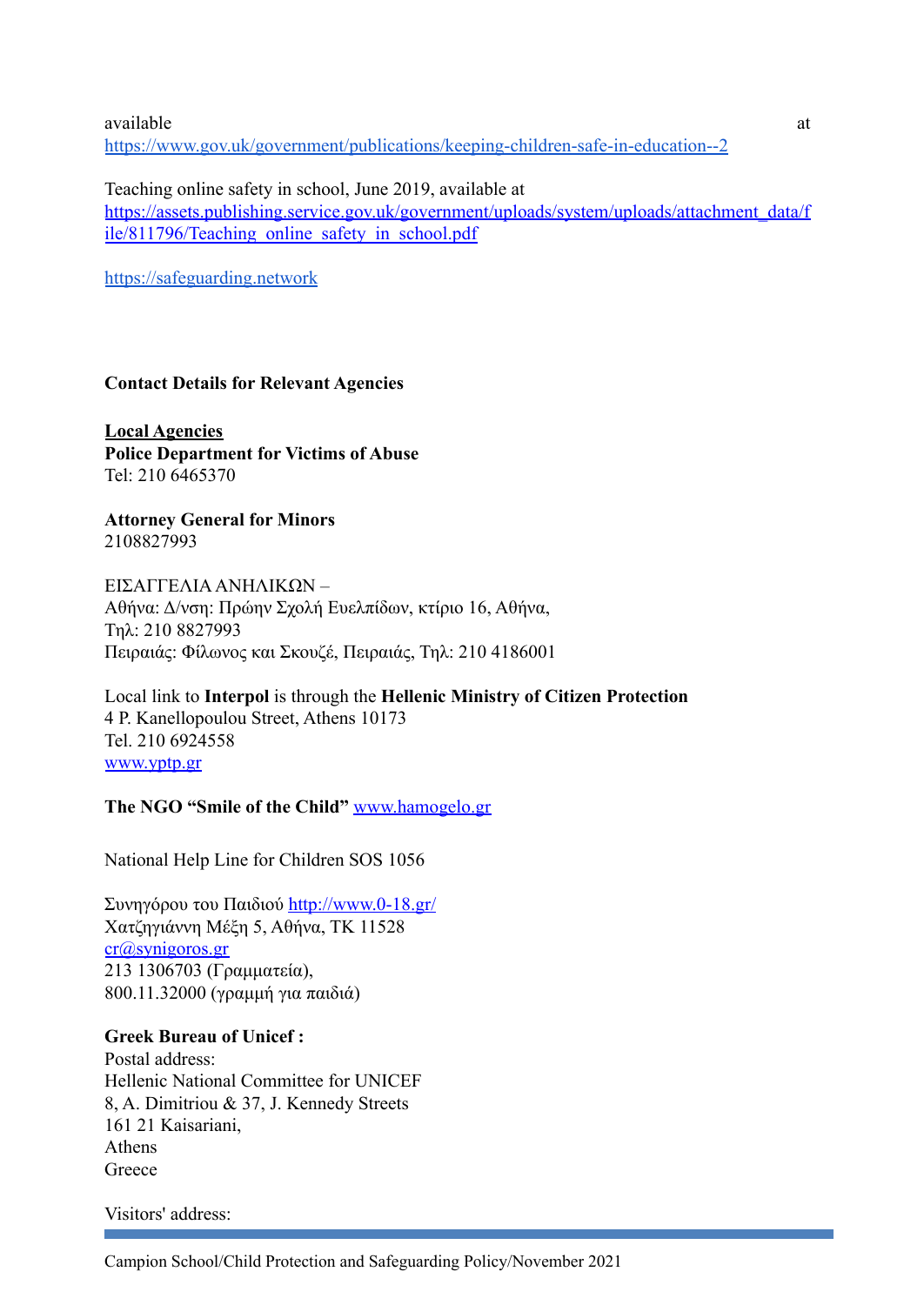available at
https://www.gov.uk/government/publications/keeping-children-safe-in-education--2

Teaching online safety in school, June 2019, available at
https://assets.publishing.service.gov.uk/government/uploads/system/uploads/attachment_data/file/811796/Teaching_online_safety_in_school.pdf

https://safeguarding.network

**Contact Details for Relevant Agencies**

**Local Agencies**
**Police Department for Victims of Abuse**
Tel: 210 6465370

**Attorney General for Minors**
2108827993

ΕΙΣΑΓΓΕΛΙΑ ΑΝΗΛΙΚΩΝ –
Αθήνα: Δ/νση: Πρώην Σχολή Ευελπίδων, κτίριο 16, Αθήνα,
Τηλ: 210 8827993
Πειραιάς: Φίλωνος και Σκουζέ, Πειραιάς, Τηλ: 210 4186001

Local link to **Interpol** is through the **Hellenic Ministry of Citizen Protection**
4 P. Kanellopoulou Street, Athens 10173
Tel. 210 6924558
www.yptp.gr

**The NGO "Smile of the Child"** www.hamogelo.gr

National Help Line for Children SOS 1056

Συνηγόρου του Παιδιού http://www.0-18.gr/
Χατζηγιάννη Μέξη 5, Αθήνα, ΤΚ 11528
cr@synigoros.gr
213 1306703 (Γραμματεία),
800.11.32000 (γραμμή για παιδιά)

**Greek Bureau of Unicef :**
Postal address:
Hellenic National Committee for UNICEF
8, A. Dimitriou & 37, J. Kennedy Streets
161 21 Kaisariani,
Athens
Greece

Visitors' address: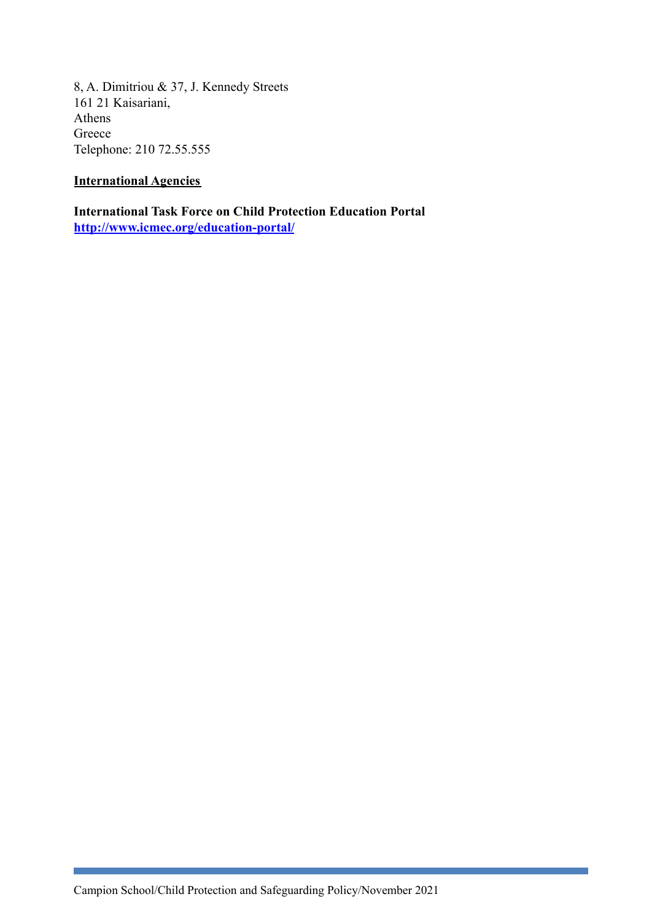8, A. Dimitriou & 37, J. Kennedy Streets
161 21 Kaisariani,
Athens
Greece
Telephone: 210 72.55.555

**International Agencies**

**International Task Force on Child Protection Education Portal**
**http://www.icmec.org/education-portal/**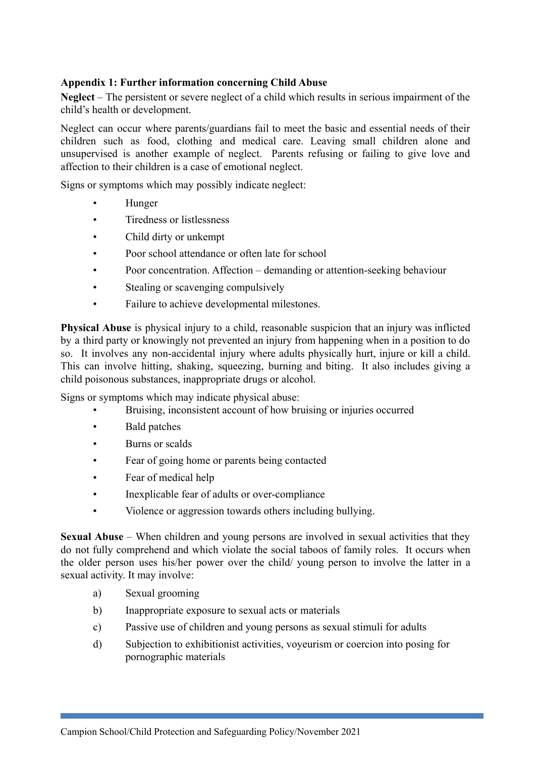**Appendix 1: Further information concerning Child Abuse**

**Neglect** – The persistent or severe neglect of a child which results in serious impairment of the child's health or development.

Neglect can occur where parents/guardians fail to meet the basic and essential needs of their children such as food, clothing and medical care. Leaving small children alone and unsupervised is another example of neglect. Parents refusing or failing to give love and affection to their children is a case of emotional neglect.

Signs or symptoms which may possibly indicate neglect:

- Hunger
- Tiredness or listlessness
- Child dirty or unkempt
- Poor school attendance or often late for school
- Poor concentration. Affection – demanding or attention-seeking behaviour
- Stealing or scavenging compulsively
- Failure to achieve developmental milestones.

**Physical Abuse** is physical injury to a child, reasonable suspicion that an injury was inflicted by a third party or knowingly not prevented an injury from happening when in a position to do so. It involves any non-accidental injury where adults physically hurt, injure or kill a child. This can involve hitting, shaking, squeezing, burning and biting. It also includes giving a child poisonous substances, inappropriate drugs or alcohol.

Signs or symptoms which may indicate physical abuse:

- Bruising, inconsistent account of how bruising or injuries occurred
- Bald patches
- Burns or scalds
- Fear of going home or parents being contacted
- Fear of medical help
- Inexplicable fear of adults or over-compliance
- Violence or aggression towards others including bullying.

**Sexual Abuse** – When children and young persons are involved in sexual activities that they do not fully comprehend and which violate the social taboos of family roles. It occurs when the older person uses his/her power over the child/ young person to involve the latter in a sexual activity. It may involve:

a) Sexual grooming
b) Inappropriate exposure to sexual acts or materials
c) Passive use of children and young persons as sexual stimuli for adults
d) Subjection to exhibitionist activities, voyeurism or coercion into posing for pornographic materials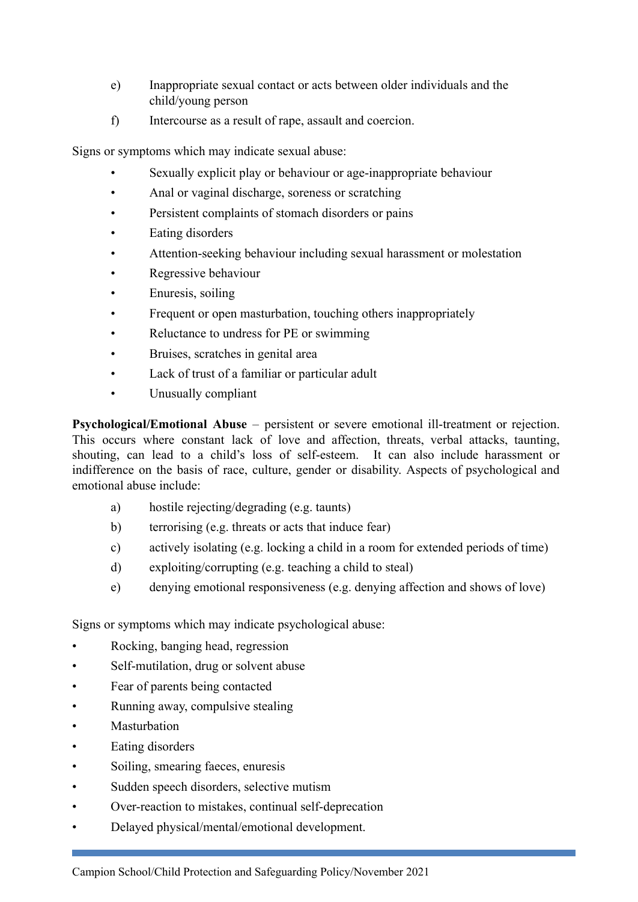e) Inappropriate sexual contact or acts between older individuals and the child/young person

f) Intercourse as a result of rape, assault and coercion.

Signs or symptoms which may indicate sexual abuse:

- Sexually explicit play or behaviour or age-inappropriate behaviour
- Anal or vaginal discharge, soreness or scratching
- Persistent complaints of stomach disorders or pains
- Eating disorders
- Attention-seeking behaviour including sexual harassment or molestation
- Regressive behaviour
- Enuresis, soiling
- Frequent or open masturbation, touching others inappropriately
- Reluctance to undress for PE or swimming
- Bruises, scratches in genital area
- Lack of trust of a familiar or particular adult
- Unusually compliant

**Psychological/Emotional Abuse** – persistent or severe emotional ill-treatment or rejection. This occurs where constant lack of love and affection, threats, verbal attacks, taunting, shouting, can lead to a child's loss of self-esteem. It can also include harassment or indifference on the basis of race, culture, gender or disability. Aspects of psychological and emotional abuse include:

a) hostile rejecting/degrading (e.g. taunts)

b) terrorising (e.g. threats or acts that induce fear)

c) actively isolating (e.g. locking a child in a room for extended periods of time)

d) exploiting/corrupting (e.g. teaching a child to steal)

e) denying emotional responsiveness (e.g. denying affection and shows of love)

Signs or symptoms which may indicate psychological abuse:

- Rocking, banging head, regression
- Self-mutilation, drug or solvent abuse
- Fear of parents being contacted
- Running away, compulsive stealing
- Masturbation
- Eating disorders
- Soiling, smearing faeces, enuresis
- Sudden speech disorders, selective mutism
- Over-reaction to mistakes, continual self-deprecation
- Delayed physical/mental/emotional development.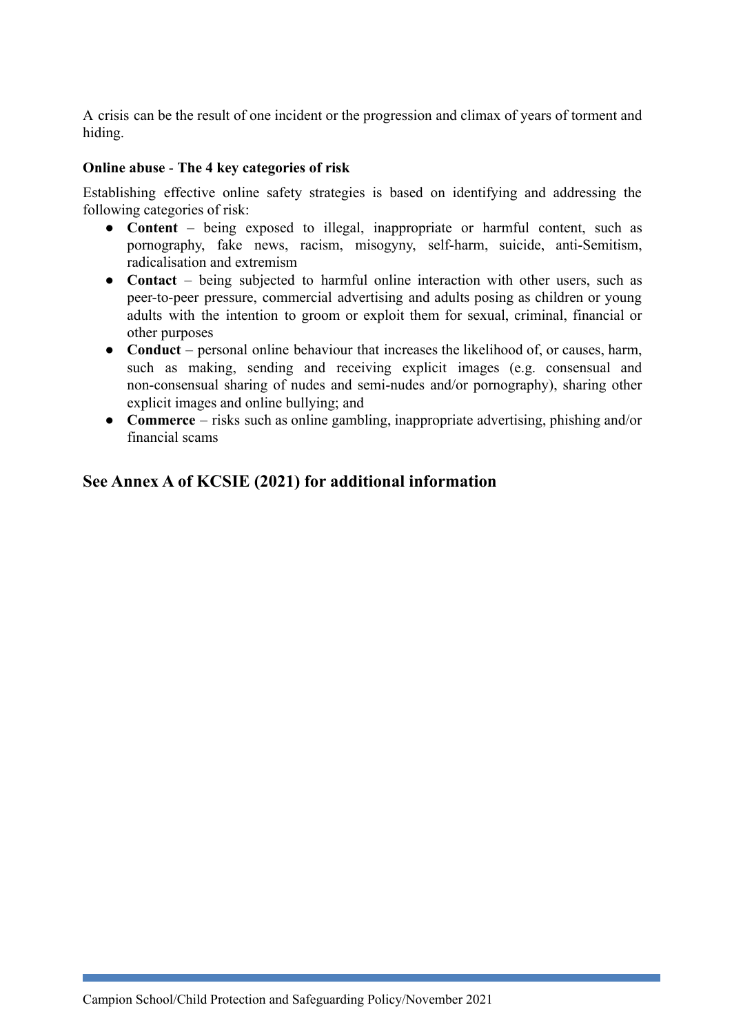A crisis can be the result of one incident or the progression and climax of years of torment and hiding.

**Online abuse - The 4 key categories of risk**

Establishing effective online safety strategies is based on identifying and addressing the following categories of risk:

- **Content** – being exposed to illegal, inappropriate or harmful content, such as pornography, fake news, racism, misogyny, self-harm, suicide, anti-Semitism, radicalisation and extremism
- **Contact** – being subjected to harmful online interaction with other users, such as peer-to-peer pressure, commercial advertising and adults posing as children or young adults with the intention to groom or exploit them for sexual, criminal, financial or other purposes
- **Conduct** – personal online behaviour that increases the likelihood of, or causes, harm, such as making, sending and receiving explicit images (e.g. consensual and non-consensual sharing of nudes and semi-nudes and/or pornography), sharing other explicit images and online bullying; and
- **Commerce** – risks such as online gambling, inappropriate advertising, phishing and/or financial scams

## See Annex A of KCSIE (2021) for additional information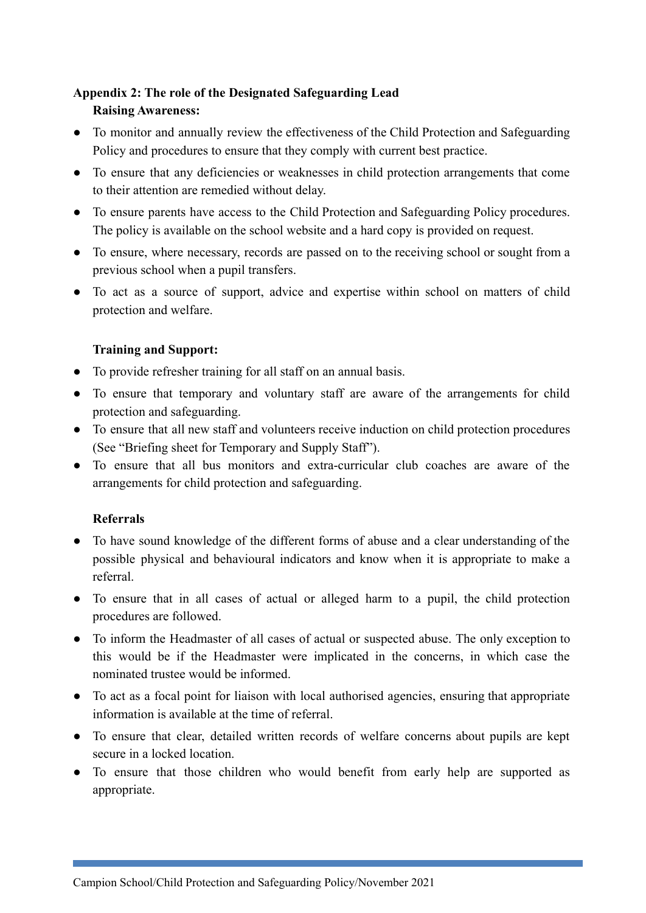## Appendix 2: The role of the Designated Safeguarding Lead

### Raising Awareness:

- To monitor and annually review the effectiveness of the Child Protection and Safeguarding Policy and procedures to ensure that they comply with current best practice.
- To ensure that any deficiencies or weaknesses in child protection arrangements that come to their attention are remedied without delay.
- To ensure parents have access to the Child Protection and Safeguarding Policy procedures. The policy is available on the school website and a hard copy is provided on request.
- To ensure, where necessary, records are passed on to the receiving school or sought from a previous school when a pupil transfers.
- To act as a source of support, advice and expertise within school on matters of child protection and welfare.

### Training and Support:

- To provide refresher training for all staff on an annual basis.
- To ensure that temporary and voluntary staff are aware of the arrangements for child protection and safeguarding.
- To ensure that all new staff and volunteers receive induction on child protection procedures (See "Briefing sheet for Temporary and Supply Staff").
- To ensure that all bus monitors and extra-curricular club coaches are aware of the arrangements for child protection and safeguarding.

### Referrals

- To have sound knowledge of the different forms of abuse and a clear understanding of the possible physical and behavioural indicators and know when it is appropriate to make a referral.
- To ensure that in all cases of actual or alleged harm to a pupil, the child protection procedures are followed.
- To inform the Headmaster of all cases of actual or suspected abuse. The only exception to this would be if the Headmaster were implicated in the concerns, in which case the nominated trustee would be informed.
- To act as a focal point for liaison with local authorised agencies, ensuring that appropriate information is available at the time of referral.
- To ensure that clear, detailed written records of welfare concerns about pupils are kept secure in a locked location.
- To ensure that those children who would benefit from early help are supported as appropriate.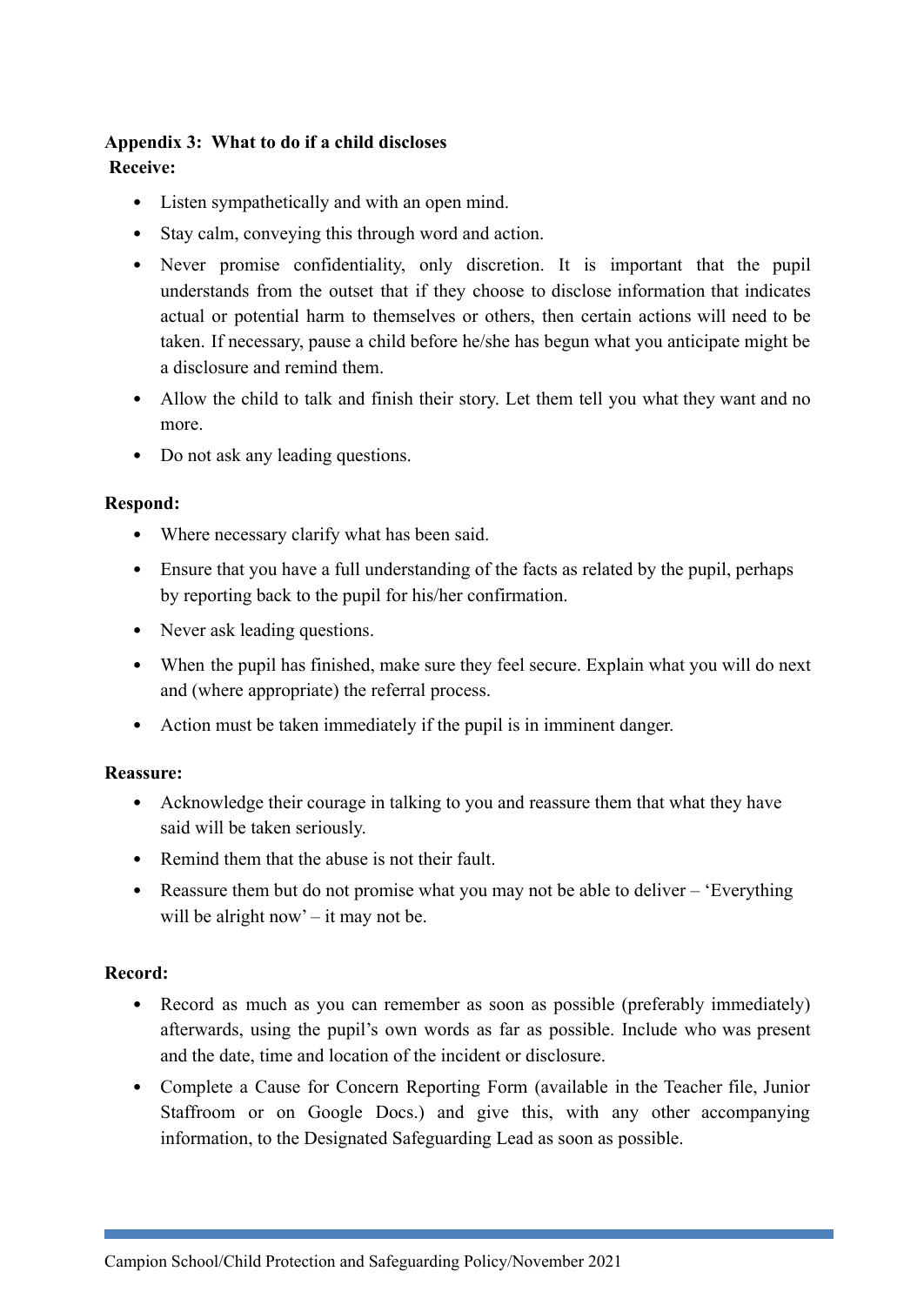## Appendix 3: What to do if a child discloses

**Receive:**

- Listen sympathetically and with an open mind.
- Stay calm, conveying this through word and action.
- Never promise confidentiality, only discretion. It is important that the pupil understands from the outset that if they choose to disclose information that indicates actual or potential harm to themselves or others, then certain actions will need to be taken. If necessary, pause a child before he/she has begun what you anticipate might be a disclosure and remind them.
- Allow the child to talk and finish their story. Let them tell you what they want and no more.
- Do not ask any leading questions.

**Respond:**

- Where necessary clarify what has been said.
- Ensure that you have a full understanding of the facts as related by the pupil, perhaps by reporting back to the pupil for his/her confirmation.
- Never ask leading questions.
- When the pupil has finished, make sure they feel secure. Explain what you will do next and (where appropriate) the referral process.
- Action must be taken immediately if the pupil is in imminent danger.

**Reassure:**

- Acknowledge their courage in talking to you and reassure them that what they have said will be taken seriously.
- Remind them that the abuse is not their fault.
- Reassure them but do not promise what you may not be able to deliver – 'Everything will be alright now' – it may not be.

**Record:**

- Record as much as you can remember as soon as possible (preferably immediately) afterwards, using the pupil's own words as far as possible. Include who was present and the date, time and location of the incident or disclosure.
- Complete a Cause for Concern Reporting Form (available in the Teacher file, Junior Staffroom or on Google Docs.) and give this, with any other accompanying information, to the Designated Safeguarding Lead as soon as possible.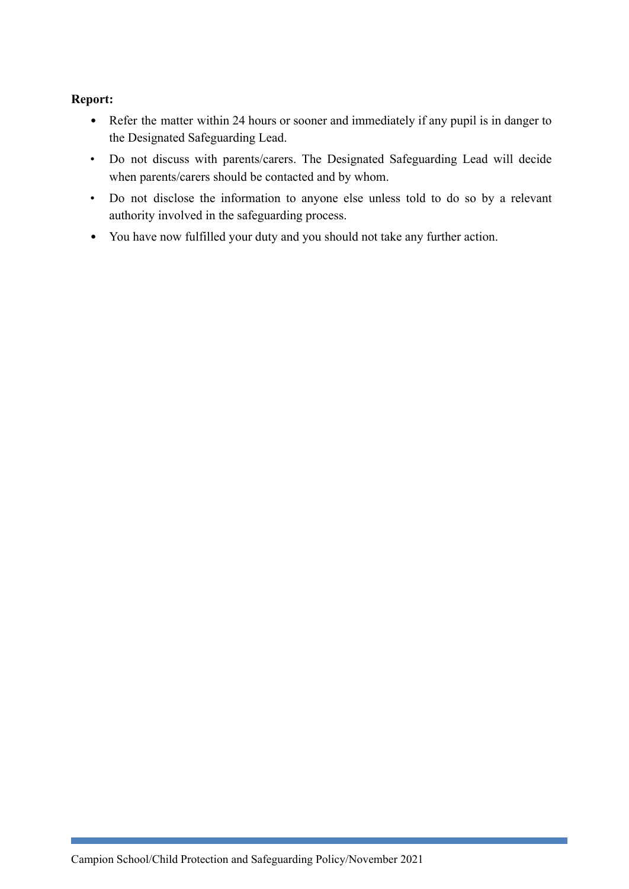**Report:**

- Refer the matter within 24 hours or sooner and immediately if any pupil is in danger to the Designated Safeguarding Lead.
- Do not discuss with parents/carers. The Designated Safeguarding Lead will decide when parents/carers should be contacted and by whom.
- Do not disclose the information to anyone else unless told to do so by a relevant authority involved in the safeguarding process.
- You have now fulfilled your duty and you should not take any further action.